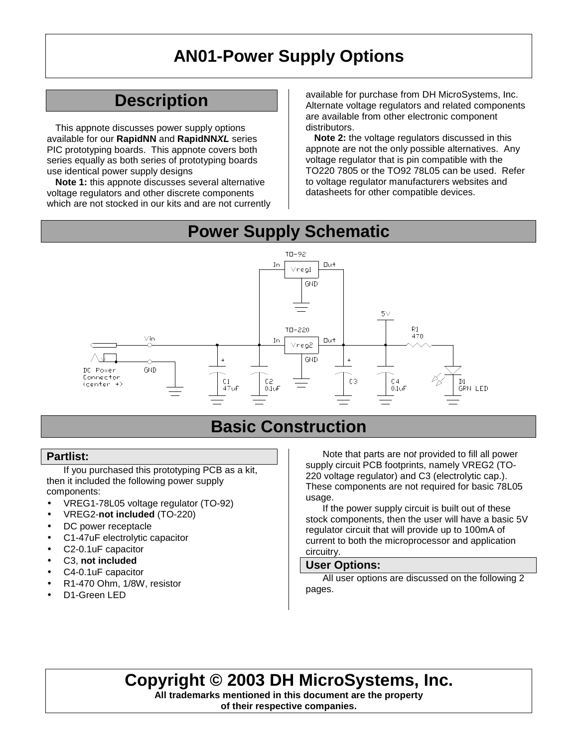# AN01-Power Supply Options

## Description

This appnote discusses power supply options available for our **RapidNN** and **RapidNN*XL*** series PIC prototyping boards. This appnote covers both series equally as both series of prototyping boards use identical power supply designs

**Note 1:** this appnote discusses several alternative voltage regulators and other discrete components which are not stocked in our kits and are not currently available for purchase from DH MicroSystems, Inc. Alternate voltage regulators and related components are available from other electronic component distributors.

**Note 2:** the voltage regulators discussed in this appnote are not the only possible alternatives. Any voltage regulator that is pin compatible with the TO220 7805 or the TO92 78L05 can be used. Refer to voltage regulator manufacturers websites and datasheets for other compatible devices.

## Power Supply Schematic

## Basic Construction

### Partlist:

If you purchased this prototyping PCB as a kit, then it included the following power supply components:

- VREG1-78L05 voltage regulator (TO-92)
- VREG2-**not included** (TO-220)
- DC power receptacle
- C1-47uF electrolytic capacitor
- C2-0.1uF capacitor
- C3, **not included**
- C4-0.1uF capacitor
- R1-470 Ohm, 1/8W, resistor
- D1-Green LED

Note that parts are n*ot* provided to fill all power supply circuit PCB footprints, namely VREG2 (TO-220 voltage regulator) and C3 (electrolytic cap.). These components are not required for basic 78L05 usage.

If the power supply circuit is built out of these stock components, then the user will have a basic 5V regulator circuit that will provide up to 100mA of current to both the microprocessor and application circuitry.

### User Options:

All user options are discussed on the following 2 pages.

**Copyright © 2003 DH MicroSystems, Inc.**
**All trademarks mentioned in this document are the property of their respective companies.**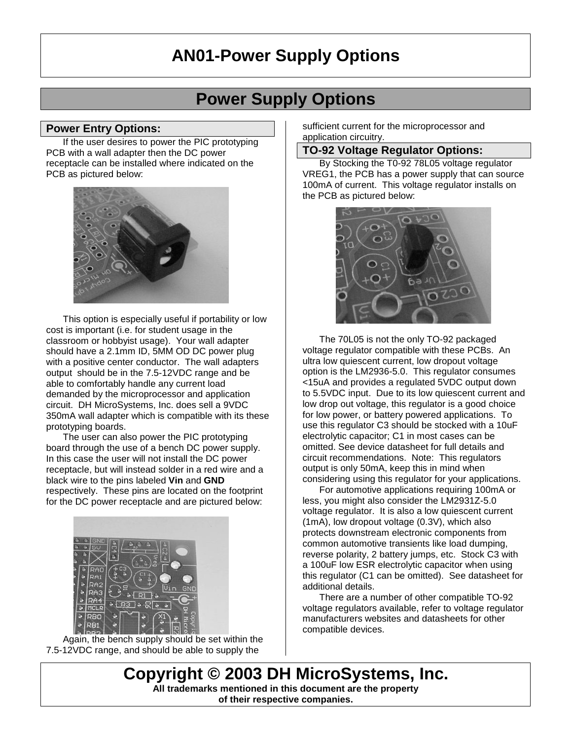# AN01-Power Supply Options

## Power Supply Options

### Power Entry Options:

If the user desires to power the PIC prototyping PCB with a wall adapter then the DC power receptacle can be installed where indicated on the PCB as pictured below:

This option is especially useful if portability or low cost is important (i.e. for student usage in the classroom or hobbyist usage). Your wall adapter should have a 2.1mm ID, 5MM OD DC power plug with a positive center conductor. The wall adapters output should be in the 7.5-12VDC range and be able to comfortably handle any current load demanded by the microprocessor and application circuit. DH MicroSystems, Inc. does sell a 9VDC 350mA wall adapter which is compatible with its these prototyping boards.

The user can also power the PIC prototyping board through the use of a bench DC power supply. In this case the user will not install the DC power receptacle, but will instead solder in a red wire and a black wire to the pins labeled **Vin** and **GND** respectively. These pins are located on the footprint for the DC power receptacle and are pictured below:

Again, the bench supply should be set within the 7.5-12VDC range, and should be able to supply the sufficient current for the microprocessor and application circuitry.

### TO-92 Voltage Regulator Options:

By Stocking the T0-92 78L05 voltage regulator VREG1, the PCB has a power supply that can source 100mA of current. This voltage regulator installs on the PCB as pictured below:

The 70L05 is not the only TO-92 packaged voltage regulator compatible with these PCBs. An ultra low quiescent current, low dropout voltage option is the LM2936-5.0. This regulator consumes <15uA and provides a regulated 5VDC output down to 5.5VDC input. Due to its low quiescent current and low drop out voltage, this regulator is a good choice for low power, or battery powered applications. To use this regulator C3 should be stocked with a 10uF electrolytic capacitor; C1 in most cases can be omitted. See device datasheet for full details and circuit recommendations. Note: This regulators output is only 50mA, keep this in mind when considering using this regulator for your applications.

For automotive applications requiring 100mA or less, you might also consider the LM2931Z-5.0 voltage regulator. It is also a low quiescent current (1mA), low dropout voltage (0.3V), which also protects downstream electronic components from common automotive transients like load dumping, reverse polarity, 2 battery jumps, etc. Stock C3 with a 100uF low ESR electrolytic capacitor when using this regulator (C1 can be omitted). See datasheet for additional details.

There are a number of other compatible TO-92 voltage regulators available, refer to voltage regulator manufacturers websites and datasheets for other compatible devices.

**Copyright © 2003 DH MicroSystems, Inc.**

**All trademarks mentioned in this document are the property of their respective companies.**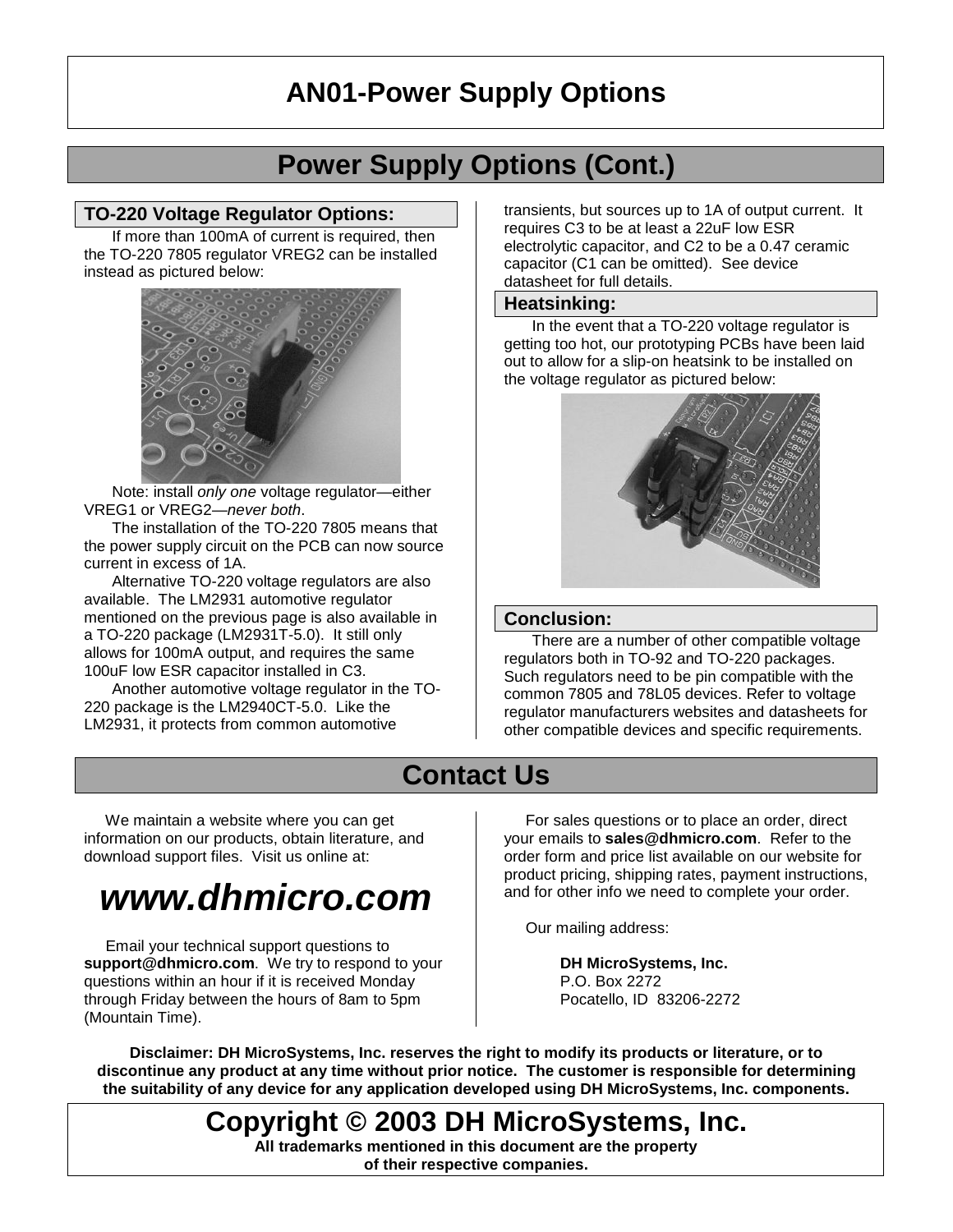# AN01-Power Supply Options

## Power Supply Options (Cont.)

### TO-220 Voltage Regulator Options:

If more than 100mA of current is required, then the TO-220 7805 regulator VREG2 can be installed instead as pictured below:

Note: install *only one* voltage regulator—either VREG1 or VREG2—*never both*.

The installation of the TO-220 7805 means that the power supply circuit on the PCB can now source current in excess of 1A.

Alternative TO-220 voltage regulators are also available. The LM2931 automotive regulator mentioned on the previous page is also available in a TO-220 package (LM2931T-5.0). It still only allows for 100mA output, and requires the same 100uF low ESR capacitor installed in C3.

Another automotive voltage regulator in the TO-220 package is the LM2940CT-5.0. Like the LM2931, it protects from common automotive transients, but sources up to 1A of output current. It requires C3 to be at least a 22uF low ESR electrolytic capacitor, and C2 to be a 0.47 ceramic capacitor (C1 can be omitted). See device datasheet for full details.

### Heatsinking:

In the event that a TO-220 voltage regulator is getting too hot, our prototyping PCBs have been laid out to allow for a slip-on heatsink to be installed on the voltage regulator as pictured below:

### Conclusion:

There are a number of other compatible voltage regulators both in TO-92 and TO-220 packages. Such regulators need to be pin compatible with the common 7805 and 78L05 devices. Refer to voltage regulator manufacturers websites and datasheets for other compatible devices and specific requirements.

## Contact Us

We maintain a website where you can get information on our products, obtain literature, and download support files. Visit us online at:

# *www.dhmicro.com*

Email your technical support questions to **support@dhmicro.com**. We try to respond to your questions within an hour if it is received Monday through Friday between the hours of 8am to 5pm (Mountain Time).

For sales questions or to place an order, direct your emails to **sales@dhmicro.com**. Refer to the order form and price list available on our website for product pricing, shipping rates, payment instructions, and for other info we need to complete your order.

Our mailing address:

**DH MicroSystems, Inc.**
P.O. Box 2272
Pocatello, ID 83206-2272

**Disclaimer: DH MicroSystems, Inc. reserves the right to modify its products or literature, or to discontinue any product at any time without prior notice. The customer is responsible for determining the suitability of any device for any application developed using DH MicroSystems, Inc. components.**

## Copyright © 2003 DH MicroSystems, Inc.

**All trademarks mentioned in this document are the property of their respective companies.**